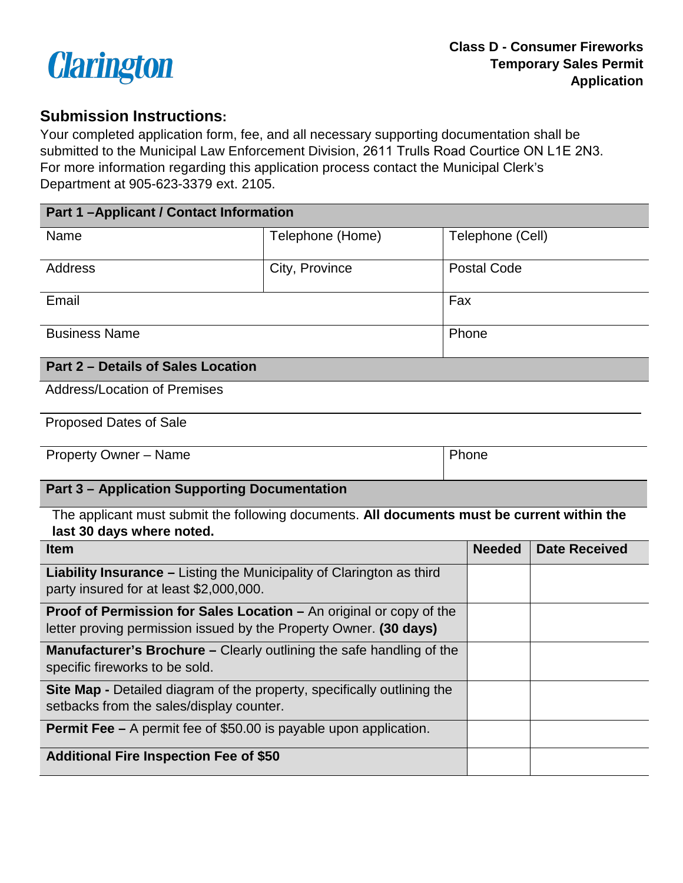Clarington

# Class D - Consumer Fireworks Temporary Sales Permit Application

## Submission Instructions:

Your completed application form, fee, and all necessary supporting documentation shall be submitted to the Municipal Law Enforcement Division, 2611 Trulls Road Courtice ON L1E 2N3. For more information regarding this application process contact the Municipal Clerk's Department at 905-623-3379 ext. 2105.

| **Part 1 –Applicant / Contact Information** | | |
|---|---|---|
| Name | Telephone (Home) | Telephone (Cell) |
| Address | City, Province | Postal Code |
| Email | | Fax |
| Business Name | | Phone |

| **Part 2 – Details of Sales Location** | |
|---|---|
| Address/Location of Premises | |
| Proposed Dates of Sale | |
| Property Owner – Name | Phone |

**Part 3 – Application Supporting Documentation**

The applicant must submit the following documents. **All documents must be current within the last 30 days where noted.**

| Item | Needed | Date Received |
|---|---|---|
| **Liability Insurance –** Listing the Municipality of Clarington as third party insured for at least $2,000,000. | | |
| **Proof of Permission for Sales Location –** An original or copy of the letter proving permission issued by the Property Owner. **(30 days)** | | |
| **Manufacturer's Brochure –** Clearly outlining the safe handling of the specific fireworks to be sold. | | |
| **Site Map -** Detailed diagram of the property, specifically outlining the setbacks from the sales/display counter. | | |
| **Permit Fee –** A permit fee of $50.00 is payable upon application. | | |
| **Additional Fire Inspection Fee of $50** | | |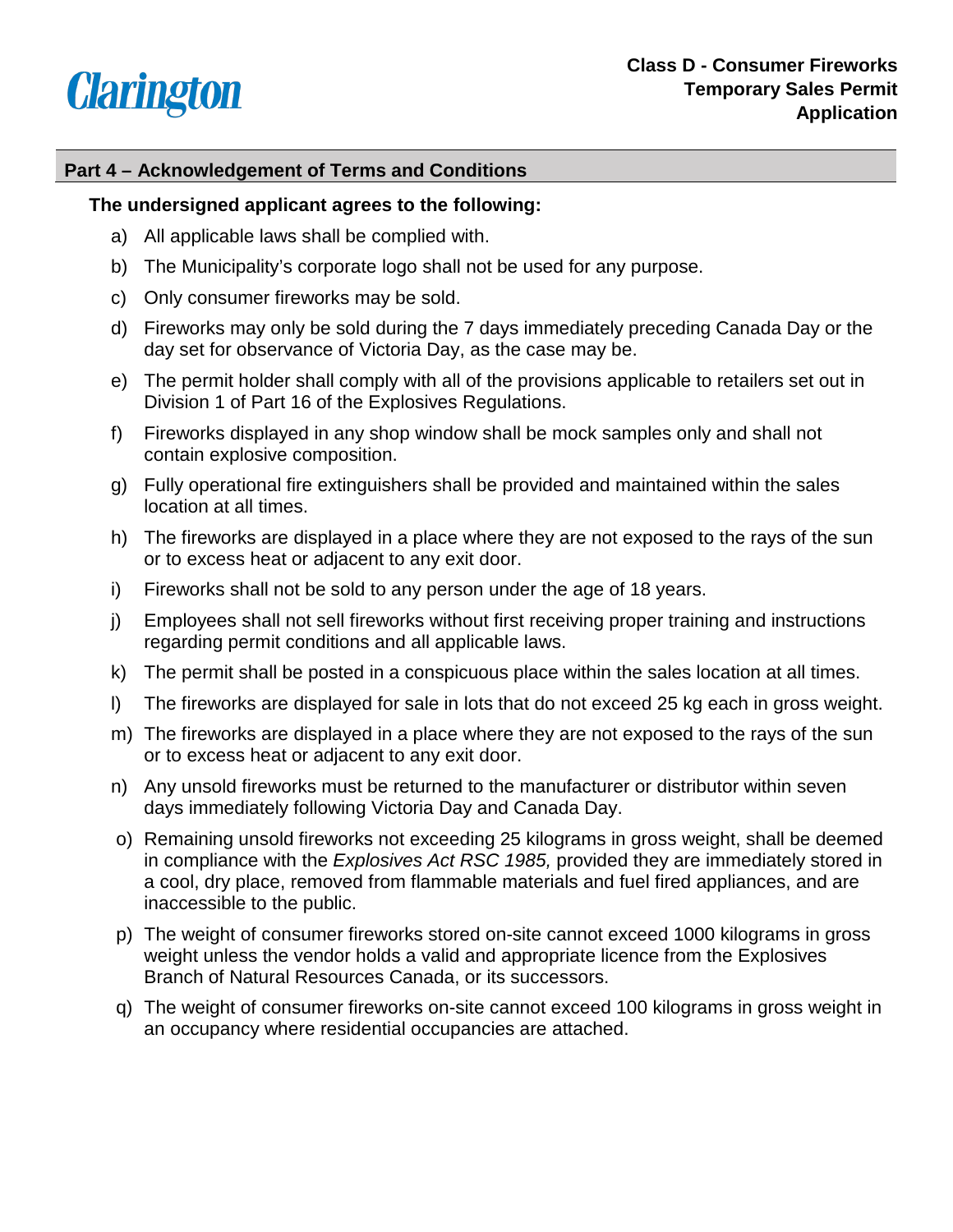## Part 4 – Acknowledgement of Terms and Conditions

**The undersigned applicant agrees to the following:**

a) All applicable laws shall be complied with.

b) The Municipality's corporate logo shall not be used for any purpose.

c) Only consumer fireworks may be sold.

d) Fireworks may only be sold during the 7 days immediately preceding Canada Day or the day set for observance of Victoria Day, as the case may be.

e) The permit holder shall comply with all of the provisions applicable to retailers set out in Division 1 of Part 16 of the Explosives Regulations.

f) Fireworks displayed in any shop window shall be mock samples only and shall not contain explosive composition.

g) Fully operational fire extinguishers shall be provided and maintained within the sales location at all times.

h) The fireworks are displayed in a place where they are not exposed to the rays of the sun or to excess heat or adjacent to any exit door.

i) Fireworks shall not be sold to any person under the age of 18 years.

j) Employees shall not sell fireworks without first receiving proper training and instructions regarding permit conditions and all applicable laws.

k) The permit shall be posted in a conspicuous place within the sales location at all times.

l) The fireworks are displayed for sale in lots that do not exceed 25 kg each in gross weight.

m) The fireworks are displayed in a place where they are not exposed to the rays of the sun or to excess heat or adjacent to any exit door.

n) Any unsold fireworks must be returned to the manufacturer or distributor within seven days immediately following Victoria Day and Canada Day.

o) Remaining unsold fireworks not exceeding 25 kilograms in gross weight, shall be deemed in compliance with the *Explosives Act RSC 1985,* provided they are immediately stored in a cool, dry place, removed from flammable materials and fuel fired appliances, and are inaccessible to the public.

p) The weight of consumer fireworks stored on-site cannot exceed 1000 kilograms in gross weight unless the vendor holds a valid and appropriate licence from the Explosives Branch of Natural Resources Canada, or its successors.

q) The weight of consumer fireworks on-site cannot exceed 100 kilograms in gross weight in an occupancy where residential occupancies are attached.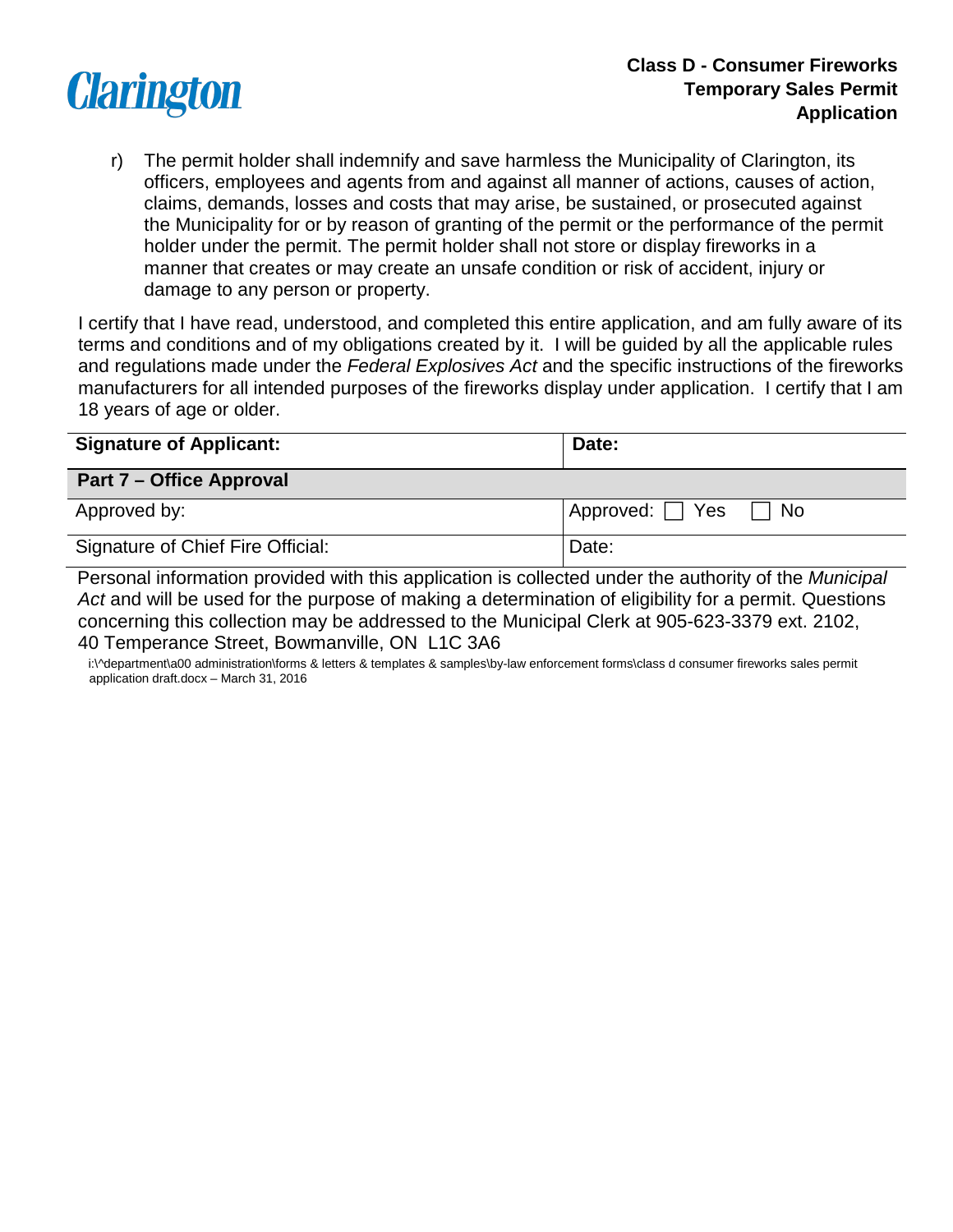r) The permit holder shall indemnify and save harmless the Municipality of Clarington, its officers, employees and agents from and against all manner of actions, causes of action, claims, demands, losses and costs that may arise, be sustained, or prosecuted against the Municipality for or by reason of granting of the permit or the performance of the permit holder under the permit. The permit holder shall not store or display fireworks in a manner that creates or may create an unsafe condition or risk of accident, injury or damage to any person or property.

I certify that I have read, understood, and completed this entire application, and am fully aware of its terms and conditions and of my obligations created by it. I will be guided by all the applicable rules and regulations made under the *Federal Explosives Act* and the specific instructions of the fireworks manufacturers for all intended purposes of the fireworks display under application. I certify that I am 18 years of age or older.

| | |
|---|---|
| **Signature of Applicant:** | **Date:** |
| **Part 7 – Office Approval** | |
| Approved by: | Approved: ☐ Yes ☐ No |
| Signature of Chief Fire Official: | Date: |

Personal information provided with this application is collected under the authority of the *Municipal Act* and will be used for the purpose of making a determination of eligibility for a permit. Questions concerning this collection may be addressed to the Municipal Clerk at 905-623-3379 ext. 2102, 40 Temperance Street, Bowmanville, ON L1C 3A6

i:\^department\a00 administration\forms & letters & templates & samples\by-law enforcement forms\class d consumer fireworks sales permit application draft.docx – March 31, 2016